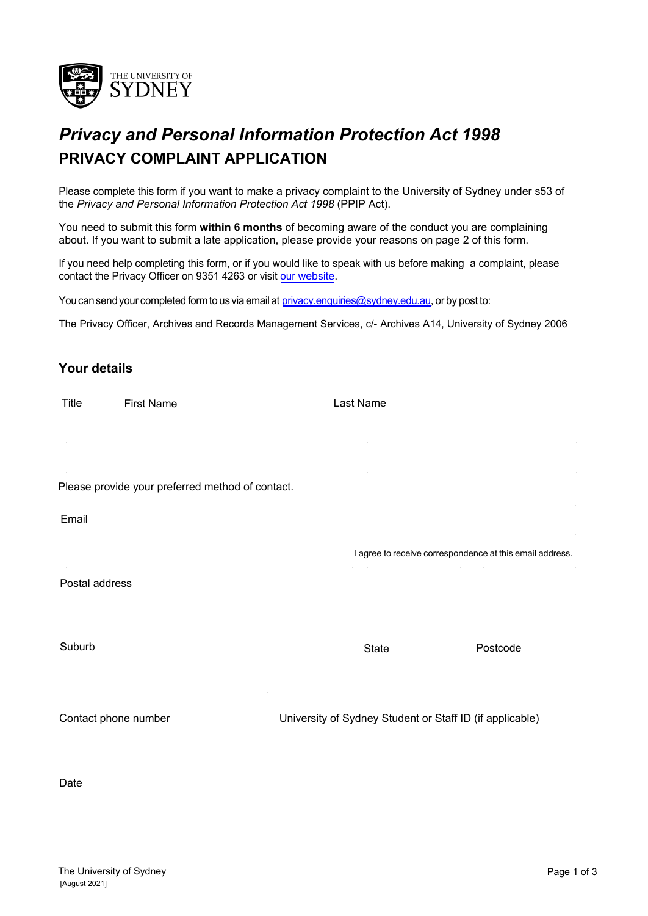# *Privacy and Personal Information Protection Act 1998*

## PRIVACY COMPLAINT APPLICATION

Please complete this form if you want to make a privacy complaint to the University of Sydney under s53 of the *Privacy and Personal Information Protection Act 1998* (PPIP Act).

You need to submit this form **within 6 months** of becoming aware of the conduct you are complaining about. If you want to submit a late application, please provide your reasons on page 2 of this form.

If you need help completing this form, or if you would like to speak with us before making a complaint, please contact the Privacy Officer on 9351 4263 or visit [our website](#).

You can send your completed form to us via email at [privacy.enquiries@sydney.edu.au](mailto:privacy.enquiries@sydney.edu.au), or by post to:

The Privacy Officer, Archives and Records Management Services, c/- Archives A14, University of Sydney 2006

### Your details

| Title | First Name | Last Name |
|---|---|---|
| | | |

Please provide your preferred method of contact.

Email

I agree to receive correspondence at this email address.

Postal address

| Suburb | State | Postcode |
|---|---|---|
| | | |

| Contact phone number | University of Sydney Student or Staff ID (if applicable) |
|---|---|
| | |

Date

The University of Sydney
[August 2021]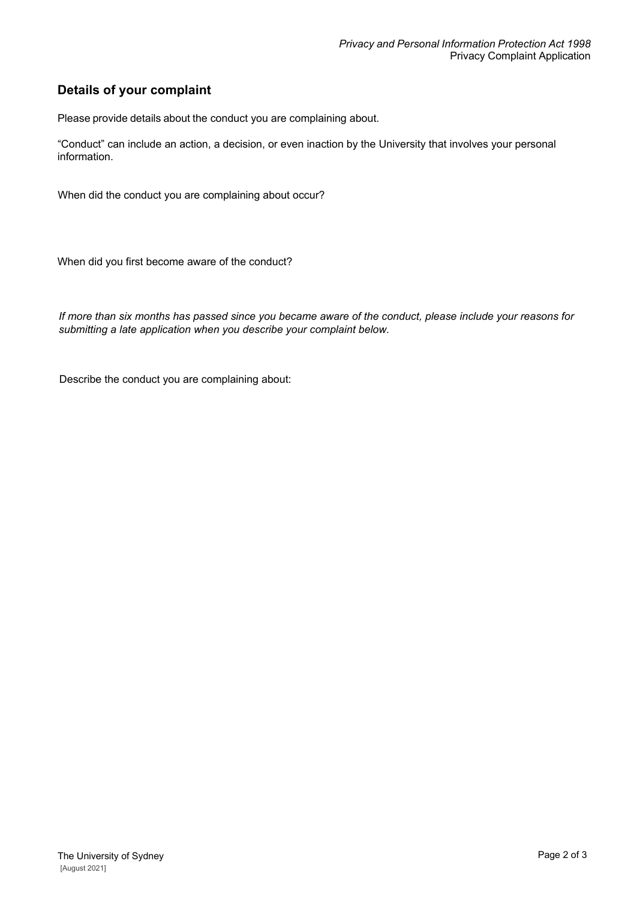## Details of your complaint

Please provide details about the conduct you are complaining about.

"Conduct" can include an action, a decision, or even inaction by the University that involves your personal information.

When did the conduct you are complaining about occur?

When did you first become aware of the conduct?

*If more than six months has passed since you became aware of the conduct, please include your reasons for submitting a late application when you describe your complaint below.*

Describe the conduct you are complaining about: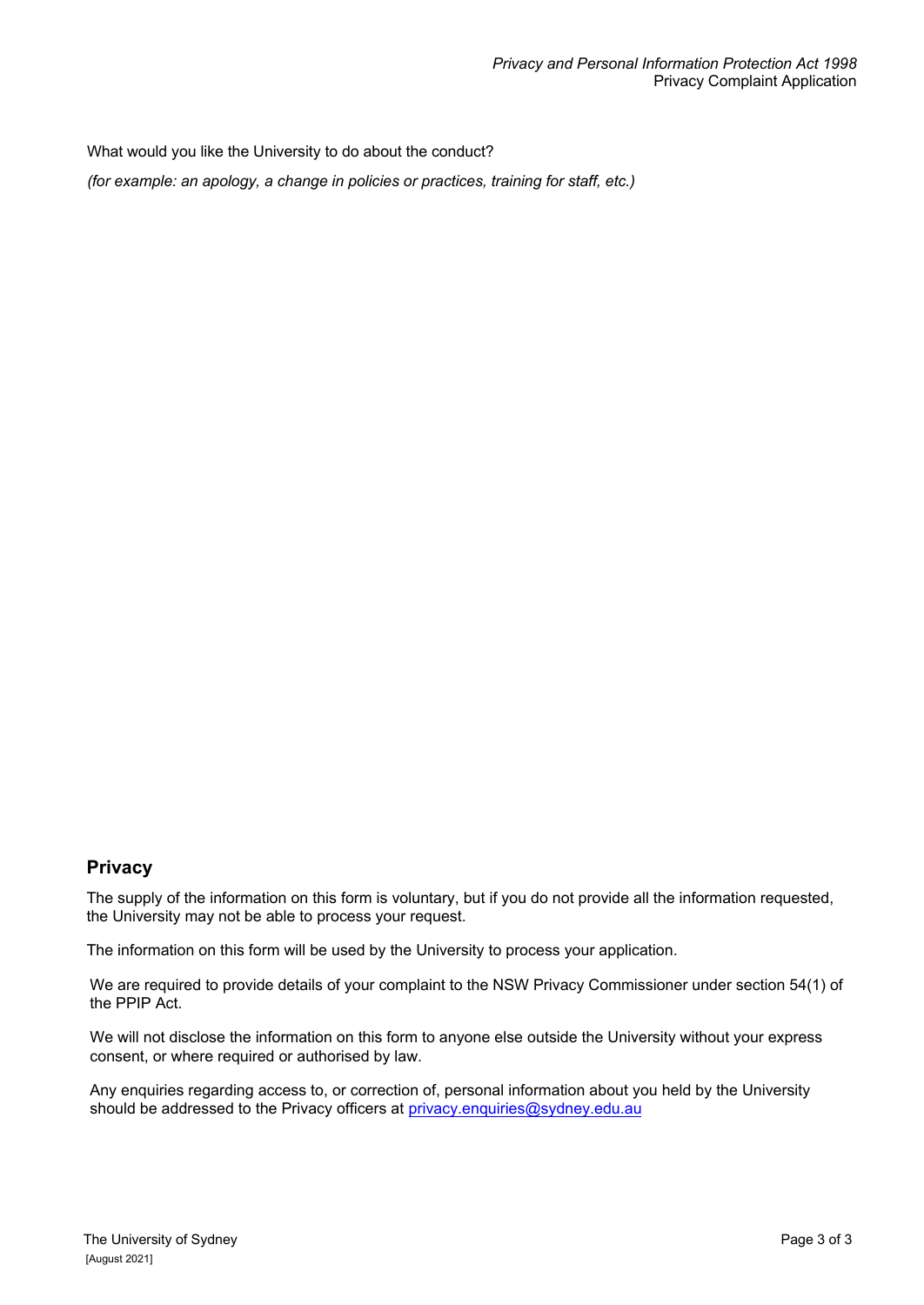What would you like the University to do about the conduct?

*(for example: an apology, a change in policies or practices, training for staff, etc.)*

## Privacy

The supply of the information on this form is voluntary, but if you do not provide all the information requested, the University may not be able to process your request.

The information on this form will be used by the University to process your application.

We are required to provide details of your complaint to the NSW Privacy Commissioner under section 54(1) of the PPIP Act.

We will not disclose the information on this form to anyone else outside the University without your express consent, or where required or authorised by law.

Any enquiries regarding access to, or correction of, personal information about you held by the University should be addressed to the Privacy officers at privacy.enquiries@sydney.edu.au